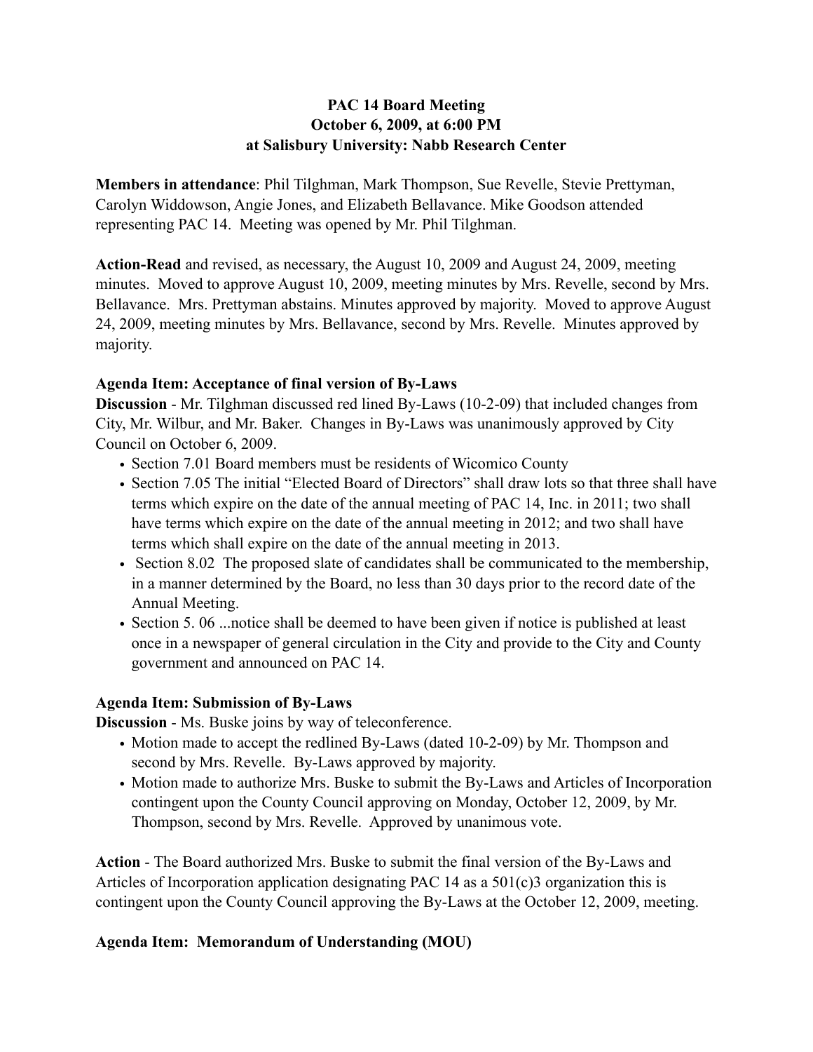**PAC 14 Board Meeting**
**October 6, 2009, at 6:00 PM**
**at Salisbury University: Nabb Research Center**

**Members in attendance**: Phil Tilghman, Mark Thompson, Sue Revelle, Stevie Prettyman, Carolyn Widdowson, Angie Jones, and Elizabeth Bellavance. Mike Goodson attended representing PAC 14. Meeting was opened by Mr. Phil Tilghman.

**Action-Read** and revised, as necessary, the August 10, 2009 and August 24, 2009, meeting minutes. Moved to approve August 10, 2009, meeting minutes by Mrs. Revelle, second by Mrs. Bellavance. Mrs. Prettyman abstains. Minutes approved by majority. Moved to approve August 24, 2009, meeting minutes by Mrs. Bellavance, second by Mrs. Revelle. Minutes approved by majority.

**Agenda Item: Acceptance of final version of By-Laws**

**Discussion** - Mr. Tilghman discussed red lined By-Laws (10-2-09) that included changes from City, Mr. Wilbur, and Mr. Baker. Changes in By-Laws was unanimously approved by City Council on October 6, 2009.

- Section 7.01 Board members must be residents of Wicomico County
- Section 7.05 The initial "Elected Board of Directors" shall draw lots so that three shall have terms which expire on the date of the annual meeting of PAC 14, Inc. in 2011; two shall have terms which expire on the date of the annual meeting in 2012; and two shall have terms which shall expire on the date of the annual meeting in 2013.
- Section 8.02 The proposed slate of candidates shall be communicated to the membership, in a manner determined by the Board, no less than 30 days prior to the record date of the Annual Meeting.
- Section 5. 06 ...notice shall be deemed to have been given if notice is published at least once in a newspaper of general circulation in the City and provide to the City and County government and announced on PAC 14.

**Agenda Item: Submission of By-Laws**

**Discussion** - Ms. Buske joins by way of teleconference.

- Motion made to accept the redlined By-Laws (dated 10-2-09) by Mr. Thompson and second by Mrs. Revelle. By-Laws approved by majority.
- Motion made to authorize Mrs. Buske to submit the By-Laws and Articles of Incorporation contingent upon the County Council approving on Monday, October 12, 2009, by Mr. Thompson, second by Mrs. Revelle. Approved by unanimous vote.

**Action** - The Board authorized Mrs. Buske to submit the final version of the By-Laws and Articles of Incorporation application designating PAC 14 as a 501(c)3 organization this is contingent upon the County Council approving the By-Laws at the October 12, 2009, meeting.

**Agenda Item: Memorandum of Understanding (MOU)**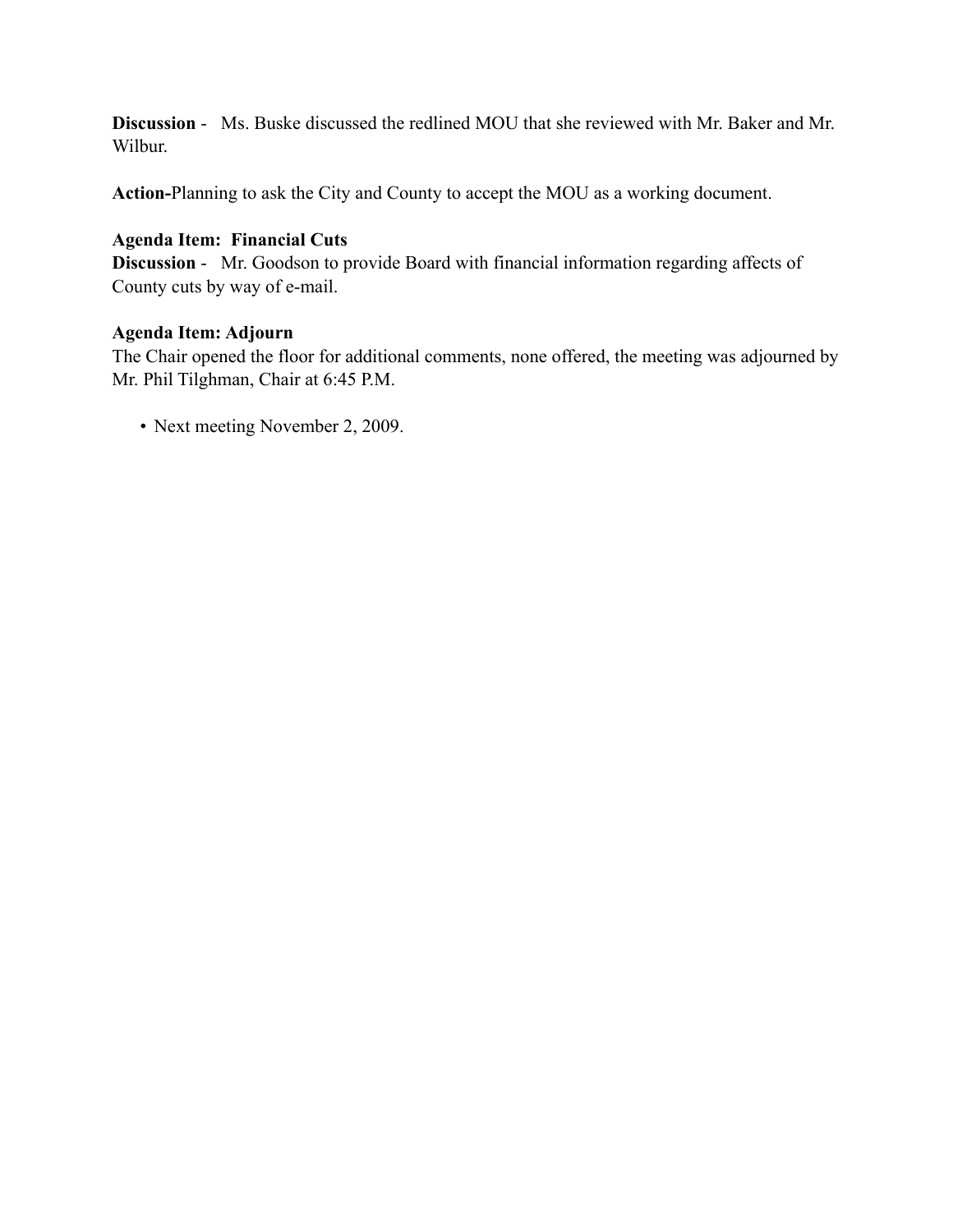**Discussion** - Ms. Buske discussed the redlined MOU that she reviewed with Mr. Baker and Mr. Wilbur.

**Action-**Planning to ask the City and County to accept the MOU as a working document.

**Agenda Item: Financial Cuts**
**Discussion** - Mr. Goodson to provide Board with financial information regarding affects of County cuts by way of e-mail.

**Agenda Item: Adjourn**
The Chair opened the floor for additional comments, none offered, the meeting was adjourned by Mr. Phil Tilghman, Chair at 6:45 P.M.

- Next meeting November 2, 2009.